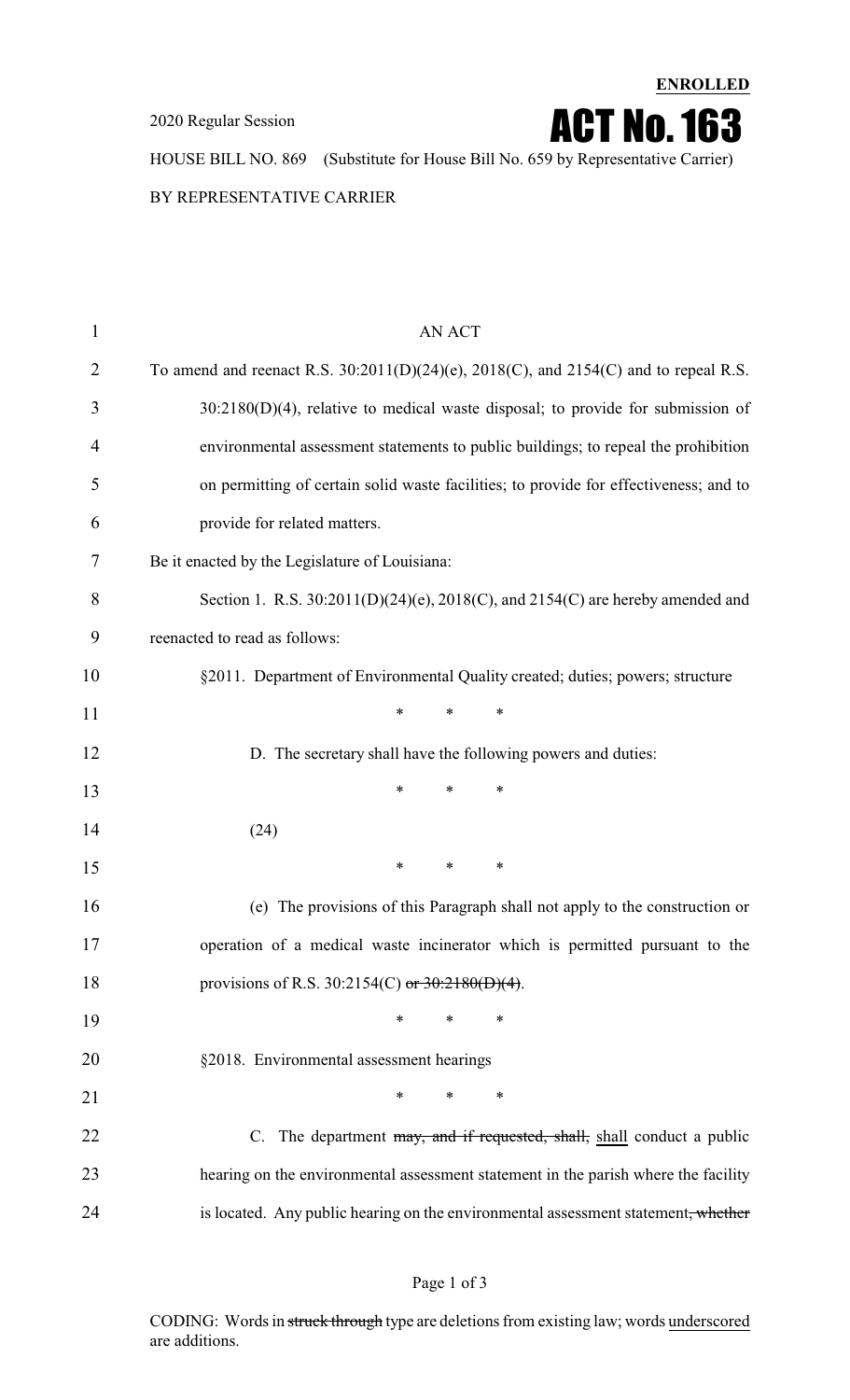**ENROLLED**

2020 Regular Session

# ACT No. 163

HOUSE BILL NO. 869 (Substitute for House Bill No. 659 by Representative Carrier)

BY REPRESENTATIVE CARRIER

AN ACT

To amend and reenact R.S. 30:2011(D)(24)(e), 2018(C), and 2154(C) and to repeal R.S. 30:2180(D)(4), relative to medical waste disposal; to provide for submission of environmental assessment statements to public buildings; to repeal the prohibition on permitting of certain solid waste facilities; to provide for effectiveness; and to provide for related matters.

Be it enacted by the Legislature of Louisiana:

Section 1. R.S. 30:2011(D)(24)(e), 2018(C), and 2154(C) are hereby amended and reenacted to read as follows:

§2011. Department of Environmental Quality created; duties; powers; structure

\* \* \*

D. The secretary shall have the following powers and duties:

\* \* \*

(24)

\* \* \*

(e) The provisions of this Paragraph shall not apply to the construction or operation of a medical waste incinerator which is permitted pursuant to the provisions of R.S. 30:2154(C) ~~or 30:2180(D)(4)~~.

\* \* \*

§2018. Environmental assessment hearings

\* \* \*

C. The department ~~may, and if requested, shall,~~ <u>shall</u> conduct a public hearing on the environmental assessment statement in the parish where the facility is located. Any public hearing on the environmental assessment statement~~, whether~~

CODING: Words in ~~struck through~~ type are deletions from existing law; words <u>underscored</u> are additions.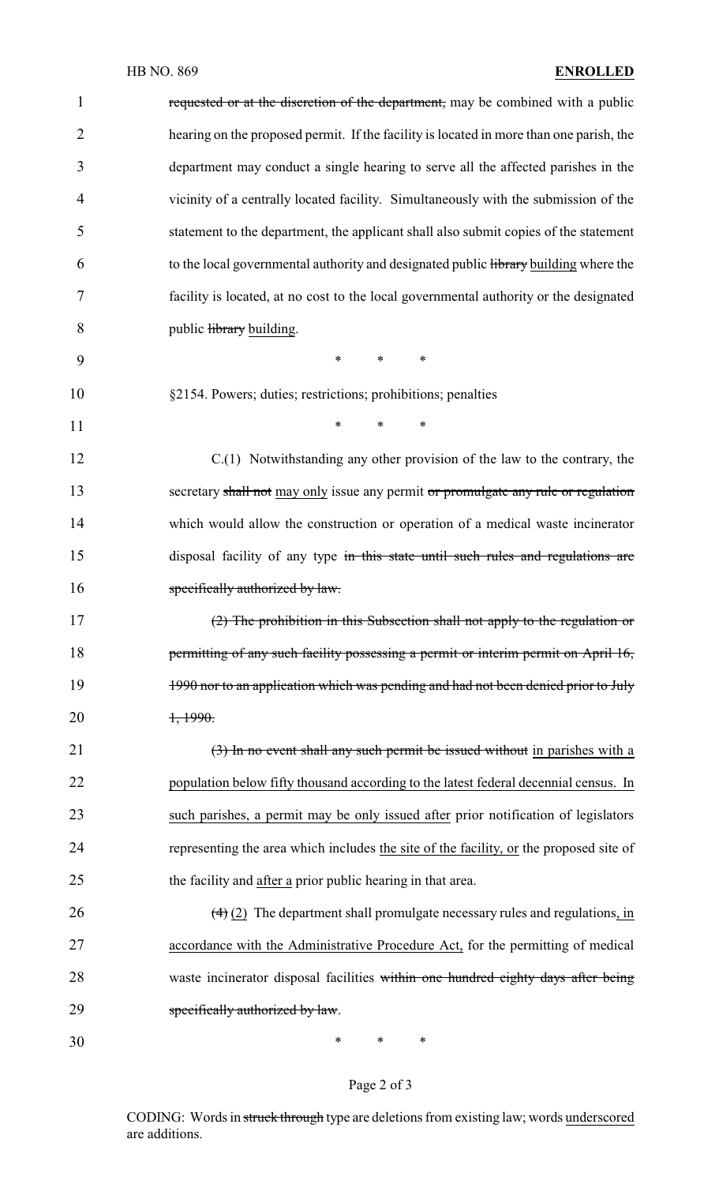~~requested or at the discretion of the department,~~ may be combined with a public hearing on the proposed permit. If the facility is located in more than one parish, the department may conduct a single hearing to serve all the affected parishes in the vicinity of a centrally located facility. Simultaneously with the submission of the statement to the department, the applicant shall also submit copies of the statement to the local governmental authority and designated public ~~library~~ building where the facility is located, at no cost to the local governmental authority or the designated public ~~library~~ building.

\* \* \*

§2154. Powers; duties; restrictions; prohibitions; penalties

\* \* \*

C.(1) Notwithstanding any other provision of the law to the contrary, the secretary ~~shall not~~ may only issue any permit ~~or promulgate any rule or regulation~~ which would allow the construction or operation of a medical waste incinerator disposal facility of any type ~~in this state until such rules and regulations are specifically authorized by law.~~

~~(2) The prohibition in this Subsection shall not apply to the regulation or permitting of any such facility possessing a permit or interim permit on April 16, 1990 nor to an application which was pending and had not been denied prior to July 1, 1990.~~

~~(3) In no event shall any such permit be issued without~~ in parishes with a population below fifty thousand according to the latest federal decennial census. In such parishes, a permit may be only issued after prior notification of legislators representing the area which includes the site of the facility, or the proposed site of the facility and after a prior public hearing in that area.

~~(4)~~ (2) The department shall promulgate necessary rules and regulations, in accordance with the Administrative Procedure Act, for the permitting of medical waste incinerator disposal facilities ~~within one hundred eighty days after being specifically authorized by law~~.

\* \* \*

CODING: Words in ~~struck through~~ type are deletions from existing law; words underscored are additions.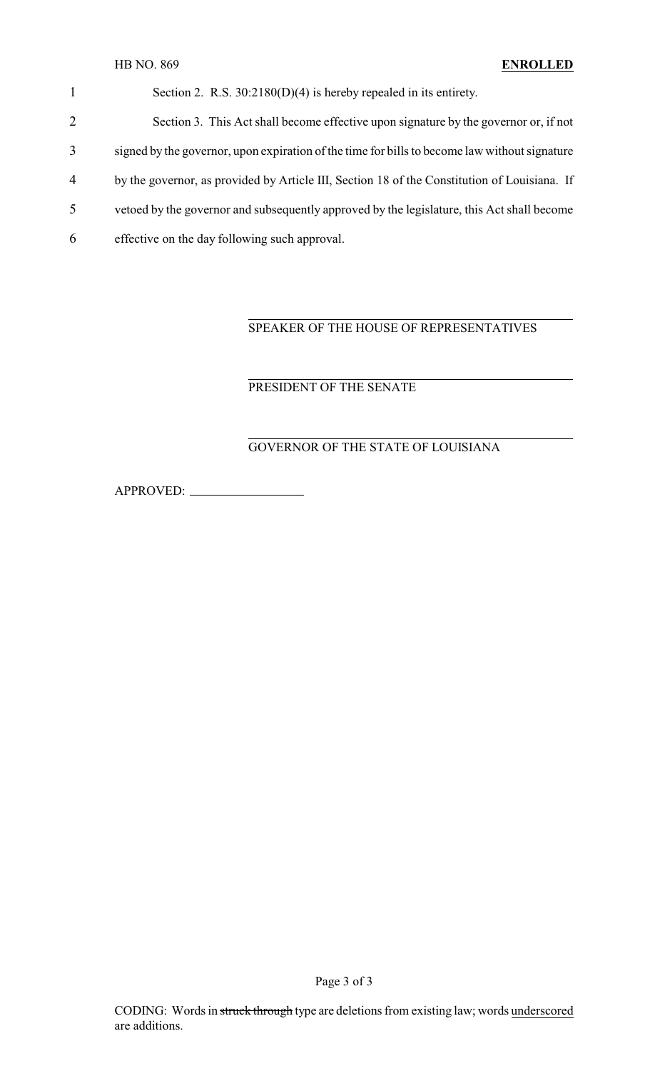Section 2. R.S. 30:2180(D)(4) is hereby repealed in its entirety.

Section 3. This Act shall become effective upon signature by the governor or, if not signed by the governor, upon expiration of the time for bills to become law without signature by the governor, as provided by Article III, Section 18 of the Constitution of Louisiana. If vetoed by the governor and subsequently approved by the legislature, this Act shall become effective on the day following such approval.

SPEAKER OF THE HOUSE OF REPRESENTATIVES

PRESIDENT OF THE SENATE

GOVERNOR OF THE STATE OF LOUISIANA

APPROVED: ____________________

CODING: Words in ~~struck through~~ type are deletions from existing law; words underscored are additions.